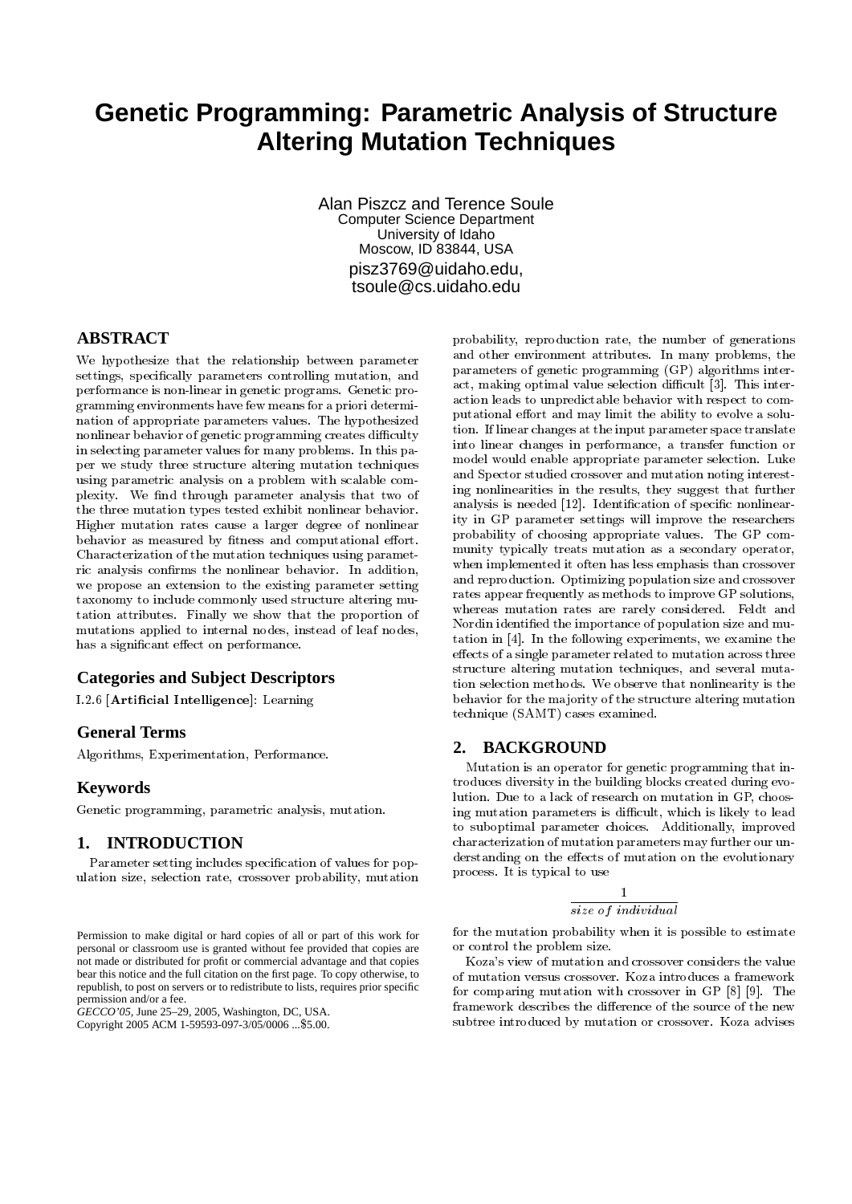# Genetic Programming: Parametric Analysis of Structure Altering Mutation Techniques

Alan Piszcz and Terence Soule
Computer Science Department
University of Idaho
Moscow, ID 83844, USA
pisz3769@uidaho.edu,
tsoule@cs.uidaho.edu

## ABSTRACT

We hypothesize that the relationship between parameter settings, specifically parameters controlling mutation, and performance is non-linear in genetic programs. Genetic programming environments have few means for a priori determination of appropriate parameters values. The hypothesized nonlinear behavior of genetic programming creates difficulty in selecting parameter values for many problems. In this paper we study three structure altering mutation techniques using parametric analysis on a problem with scalable complexity. We find through parameter analysis that two of the three mutation types tested exhibit nonlinear behavior. Higher mutation rates cause a larger degree of nonlinear behavior as measured by fitness and computational effort. Characterization of the mutation techniques using parametric analysis confirms the nonlinear behavior. In addition, we propose an extension to the existing parameter setting taxonomy to include commonly used structure altering mutation attributes. Finally we show that the proportion of mutations applied to internal nodes, instead of leaf nodes, has a significant effect on performance.

### Categories and Subject Descriptors

I.2.6 [**Artificial Intelligence**]: Learning

### General Terms

Algorithms, Experimentation, Performance.

### Keywords

Genetic programming, parametric analysis, mutation.

## 1. INTRODUCTION

Parameter setting includes specification of values for population size, selection rate, crossover probability, mutation probability, reproduction rate, the number of generations and other environment attributes. In many problems, the parameters of genetic programming (GP) algorithms interact, making optimal value selection difficult [3]. This interaction leads to unpredictable behavior with respect to computational effort and may limit the ability to evolve a solution. If linear changes at the input parameter space translate into linear changes in performance, a transfer function or model would enable appropriate parameter selection. Luke and Spector studied crossover and mutation noting interesting nonlinearities in the results, they suggest that further analysis is needed [12]. Identification of specific nonlinearity in GP parameter settings will improve the researchers probability of choosing appropriate values. The GP community typically treats mutation as a secondary operator, when implemented it often has less emphasis than crossover and reproduction. Optimizing population size and crossover rates appear frequently as methods to improve GP solutions, whereas mutation rates are rarely considered. Feldt and Nordin identified the importance of population size and mutation in [4]. In the following experiments, we examine the effects of a single parameter related to mutation across three structure altering mutation techniques, and several mutation selection methods. We observe that nonlinearity is the behavior for the majority of the structure altering mutation technique (SAMT) cases examined.

## 2. BACKGROUND

Mutation is an operator for genetic programming that introduces diversity in the building blocks created during evolution. Due to a lack of research on mutation in GP, choosing mutation parameters is difficult, which is likely to lead to suboptimal parameter choices. Additionally, improved characterization of mutation parameters may further our understanding on the effects of mutation on the evolutionary process. It is typical to use

$$\frac{1}{size\ of\ individual}$$

for the mutation probability when it is possible to estimate or control the problem size.

Koza's view of mutation and crossover considers the value of mutation versus crossover. Koza introduces a framework for comparing mutation with crossover in GP [8] [9]. The framework describes the difference of the source of the new subtree introduced by mutation or crossover. Koza advises

Permission to make digital or hard copies of all or part of this work for personal or classroom use is granted without fee provided that copies are not made or distributed for profit or commercial advantage and that copies bear this notice and the full citation on the first page. To copy otherwise, to republish, to post on servers or to redistribute to lists, requires prior specific permission and/or a fee.
*GECCO'05,* June 25–29, 2005, Washington, DC, USA.
Copyright 2005 ACM 1-59593-097-3/05/0006 ...$5.00.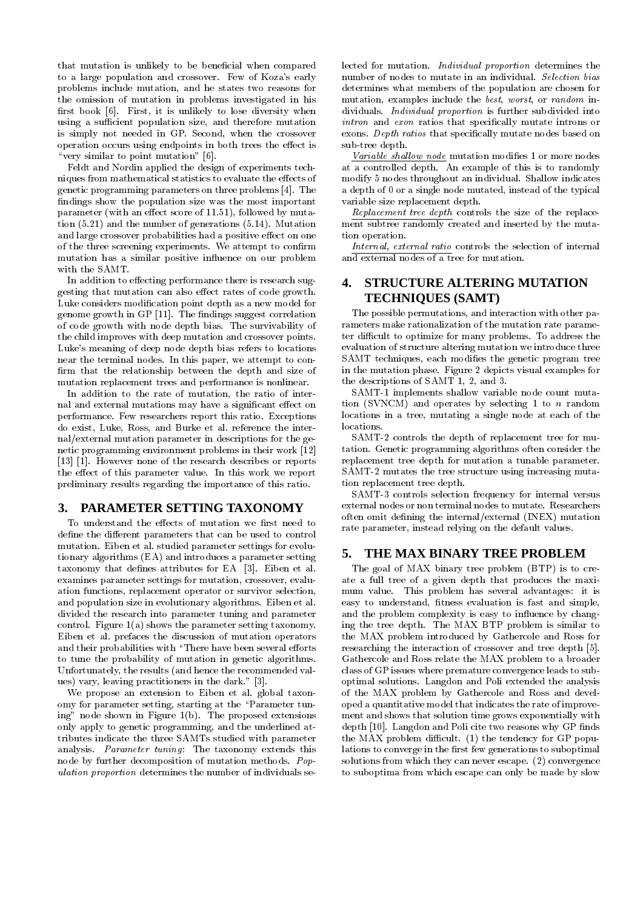that mutation is unlikely to be beneficial when compared to a large population and crossover. Few of Koza's early problems include mutation, and he states two reasons for the omission of mutation in problems investigated in his first book [6]. First, it is unlikely to lose diversity when using a sufficient population size, and therefore mutation is simply not needed in GP. Second, when the crossover operation occurs using endpoints in both trees the effect is "very similar to point mutation" [6].

Feldt and Nordin applied the design of experiments techniques from mathematical statistics to evaluate the effects of genetic programming parameters on three problems [4]. The findings show the population size was the most important parameter (with an effect score of 11.51), followed by mutation (5.21) and the number of generations (5.14). Mutation and large crossover probabilities had a positive effect on one of the three screening experiments. We attempt to confirm mutation has a similar positive influence on our problem with the SAMT.

In addition to effecting performance there is research suggesting that mutation can also effect rates of code growth. Luke considers modification point depth as a new model for genome growth in GP [11]. The findings suggest correlation of code growth with node depth bias. The survivability of the child improves with deep mutation and crossover points. Luke's meaning of deep node depth bias refers to locations near the terminal nodes. In this paper, we attempt to confirm that the relationship between the depth and size of mutation replacement trees and performance is nonlinear.

In addition to the rate of mutation, the ratio of internal and external mutations may have a significant effect on performance. Few researchers report this ratio. Exceptions do exist, Luke, Ross, and Burke et al. reference the internal/external mutation parameter in descriptions for the genetic programming environment problems in their work [12] [13] [1]. However none of the research describes or reports the effect of this parameter value. In this work we report preliminary results regarding the importance of this ratio.

## 3. PARAMETER SETTING TAXONOMY

To understand the effects of mutation we first need to define the different parameters that can be used to control mutation. Eiben et al. studied parameter settings for evolutionary algorithms (EA) and introduces a parameter setting taxonomy that defines attributes for EA [3]. Eiben et al. examines parameter settings for mutation, crossover, evaluation functions, replacement operator or survivor selection, and population size in evolutionary algorithms. Eiben et al. divided the research into parameter tuning and parameter control. Figure 1(a) shows the parameter setting taxonomy. Eiben et al. prefaces the discussion of mutation operators and their probabilities with "There have been several efforts to tune the probability of mutation in genetic algorithms. Unfortunately, the results (and hence the recommended values) vary, leaving practitioners in the dark." [3].

We propose an extension to Eiben et al. global taxonomy for parameter setting, starting at the "Parameter tuning" node shown in Figure 1(b). The proposed extensions only apply to genetic programming, and the underlined attributes indicate the three SAMTs studied with parameter analysis. *Parameter tuning*: The taxonomy extends this node by further decomposition of mutation methods. *Population proportion* determines the number of individuals selected for mutation. *Individual proportion* determines the number of nodes to mutate in an individual. *Selection bias* determines what members of the population are chosen for mutation, examples include the *best*, *worst*, or *random* individuals. *Individual proportion* is further subdivided into *intron* and *exon* ratios that specifically mutate introns or exons. *Depth ratios* that specifically mutate nodes based on sub-tree depth.

<u>Variable shallow node</u> mutation modifies 1 or more nodes at a controlled depth. An example of this is to randomly modify 5 nodes throughout an individual. Shallow indicates a depth of 0 or a single node mutated, instead of the typical variable size replacement depth.

<u>Replacement tree depth</u> controls the size of the replacement subtree randomly created and inserted by the mutation operation.

<u>Internal, external ratio</u> controls the selection of internal and external nodes of a tree for mutation.

## 4. STRUCTURE ALTERING MUTATION TECHNIQUES (SAMT)

The possible permutations, and interaction with other parameters make rationalization of the mutation rate parameter difficult to optimize for many problems. To address the evaluation of structure altering mutation we introduce three SAMT techniques, each modifies the genetic program tree in the mutation phase. Figure 2 depicts visual examples for the descriptions of SAMT 1, 2, and 3.

SAMT-1 implements shallow variable node count mutation (SVNCM) and operates by selecting 1 to $n$ random locations in a tree, mutating a single node at each of the locations.

SAMT-2 controls the depth of replacement tree for mutation. Genetic programming algorithms often consider the replacement tree depth for mutation a tunable parameter. SAMT-2 mutates the tree structure using increasing mutation replacement tree depth.

SAMT-3 controls selection frequency for internal versus external nodes or non terminal nodes to mutate. Researchers often omit defining the internal/external (INEX) mutation rate parameter, instead relying on the default values.

## 5. THE MAX BINARY TREE PROBLEM

The goal of MAX binary tree problem (BTP) is to create a full tree of a given depth that produces the maximum value. This problem has several advantages: it is easy to understand, fitness evaluation is fast and simple, and the problem complexity is easy to influence by changing the tree depth. The MAX BTP problem is similar to the MAX problem introduced by Gathercole and Ross for researching the interaction of crossover and tree depth [5]. Gathercole and Ross relate the MAX problem to a broader class of GP issues where premature convergence leads to suboptimal solutions. Langdon and Poli extended the analysis of the MAX problem by Gathercole and Ross and developed a quantitative model that indicates the rate of improvement and shows that solution time grows exponentially with depth [10]. Langdon and Poli cite two reasons why GP finds the MAX problem difficult. (1) the tendency for GP populations to converge in the first few generations to suboptimal solutions from which they can never escape. (2) convergence to suboptima from which escape can only be made by slow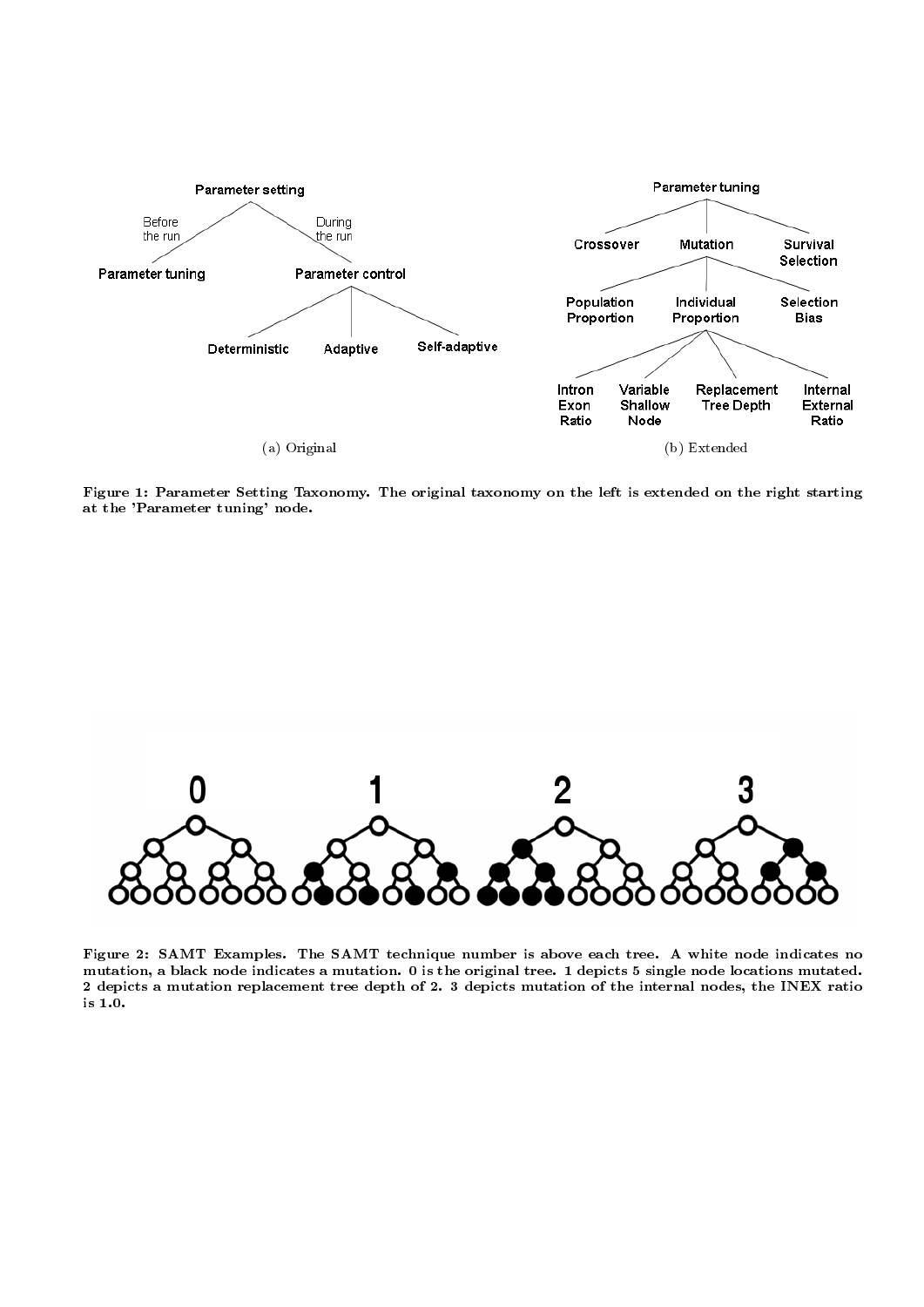(a) Original

(b) Extended

**Figure 1: Parameter Setting Taxonomy. The original taxonomy on the left is extended on the right starting at the 'Parameter tuning' node.**

**Figure 2: SAMT Examples. The SAMT technique number is above each tree. A white node indicates no mutation, a black node indicates a mutation. 0 is the original tree. 1 depicts 5 single node locations mutated. 2 depicts a mutation replacement tree depth of 2. 3 depicts mutation of the internal nodes, the INEX ratio is 1.0.**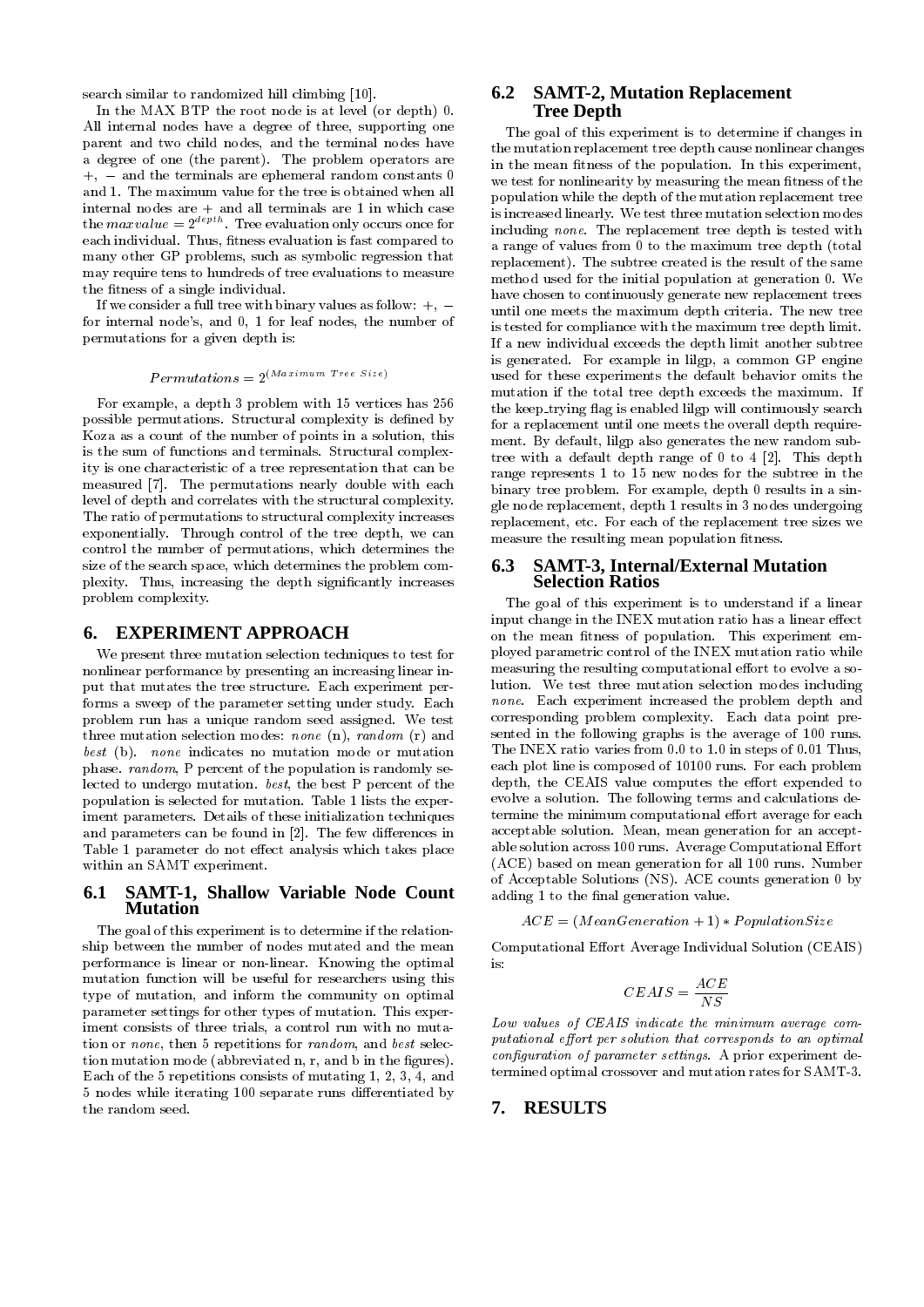search similar to randomized hill climbing [10].

In the MAX BTP the root node is at level (or depth) 0. All internal nodes have a degree of three, supporting one parent and two child nodes, and the terminal nodes have a degree of one (the parent). The problem operators are $+$, $-$ and the terminals are ephemeral random constants 0 and 1. The maximum value for the tree is obtained when all internal nodes are $+$ and all terminals are 1 in which case the $maxvalue = 2^{depth}$. Tree evaluation only occurs once for each individual. Thus, fitness evaluation is fast compared to many other GP problems, such as symbolic regression that may require tens to hundreds of tree evaluations to measure the fitness of a single individual.

If we consider a full tree with binary values as follow: $+$, $-$ for internal node's, and 0, 1 for leaf nodes, the number of permutations for a given depth is:

$$Permutations = 2^{(Maximum\ Tree\ Size)}$$

For example, a depth 3 problem with 15 vertices has 256 possible permutations. Structural complexity is defined by Koza as a count of the number of points in a solution, this is the sum of functions and terminals. Structural complexity is one characteristic of a tree representation that can be measured [7]. The permutations nearly double with each level of depth and correlates with the structural complexity. The ratio of permutations to structural complexity increases exponentially. Through control of the tree depth, we can control the number of permutations, which determines the size of the search space, which determines the problem complexity. Thus, increasing the depth significantly increases problem complexity.

## 6. EXPERIMENT APPROACH

We present three mutation selection techniques to test for nonlinear performance by presenting an increasing linear input that mutates the tree structure. Each experiment performs a sweep of the parameter setting under study. Each problem run has a unique random seed assigned. We test three mutation selection modes: *none* (n), *random* (r) and *best* (b). *none* indicates no mutation mode or mutation phase. *random*, P percent of the population is randomly selected to undergo mutation. *best*, the best P percent of the population is selected for mutation. Table 1 lists the experiment parameters. Details of these initialization techniques and parameters can be found in [2]. The few differences in Table 1 parameter do not effect analysis which takes place within an SAMT experiment.

### 6.1 SAMT-1, Shallow Variable Node Count Mutation

The goal of this experiment is to determine if the relationship between the number of nodes mutated and the mean performance is linear or non-linear. Knowing the optimal mutation function will be useful for researchers using this type of mutation, and inform the community on optimal parameter settings for other types of mutation. This experiment consists of three trials, a control run with no mutation or *none*, then 5 repetitions for *random*, and *best* selection mutation mode (abbreviated n, r, and b in the figures). Each of the 5 repetitions consists of mutating 1, 2, 3, 4, and 5 nodes while iterating 100 separate runs differentiated by the random seed.

### 6.2 SAMT-2, Mutation Replacement Tree Depth

The goal of this experiment is to determine if changes in the mutation replacement tree depth cause nonlinear changes in the mean fitness of the population. In this experiment, we test for nonlinearity by measuring the mean fitness of the population while the depth of the mutation replacement tree is increased linearly. We test three mutation selection modes including *none*. The replacement tree depth is tested with a range of values from 0 to the maximum tree depth (total replacement). The subtree created is the result of the same method used for the initial population at generation 0. We have chosen to continuously generate new replacement trees until one meets the maximum depth criteria. The new tree is tested for compliance with the maximum tree depth limit. If a new individual exceeds the depth limit another subtree is generated. For example in lilgp, a common GP engine used for these experiments the default behavior omits the mutation if the total tree depth exceeds the maximum. If the keep_trying flag is enabled lilgp will continuously search for a replacement until one meets the overall depth requirement. By default, lilgp also generates the new random subtree with a default depth range of 0 to 4 [2]. This depth range represents 1 to 15 new nodes for the subtree in the binary tree problem. For example, depth 0 results in a single node replacement, depth 1 results in 3 nodes undergoing replacement, etc. For each of the replacement tree sizes we measure the resulting mean population fitness.

### 6.3 SAMT-3, Internal/External Mutation Selection Ratios

The goal of this experiment is to understand if a linear input change in the INEX mutation ratio has a linear effect on the mean fitness of population. This experiment employed parametric control of the INEX mutation ratio while measuring the resulting computational effort to evolve a solution. We test three mutation selection modes including *none*. Each experiment increased the problem depth and corresponding problem complexity. Each data point presented in the following graphs is the average of 100 runs. The INEX ratio varies from 0.0 to 1.0 in steps of 0.01 Thus, each plot line is composed of 10100 runs. For each problem depth, the CEAIS value computes the effort expended to evolve a solution. The following terms and calculations determine the minimum computational effort average for each acceptable solution. Mean, mean generation for an acceptable solution across 100 runs. Average Computational Effort (ACE) based on mean generation for all 100 runs. Number of Acceptable Solutions (NS). ACE counts generation 0 by adding 1 to the final generation value.

$$ACE = (MeanGeneration + 1) * PopulationSize$$

Computational Effort Average Individual Solution (CEAIS) is:

$$CEAIS = \frac{ACE}{NS}$$

*Low values of CEAIS indicate the minimum average computational effort per solution that corresponds to an optimal configuration of parameter settings.* A prior experiment determined optimal crossover and mutation rates for SAMT-3.

## 7. RESULTS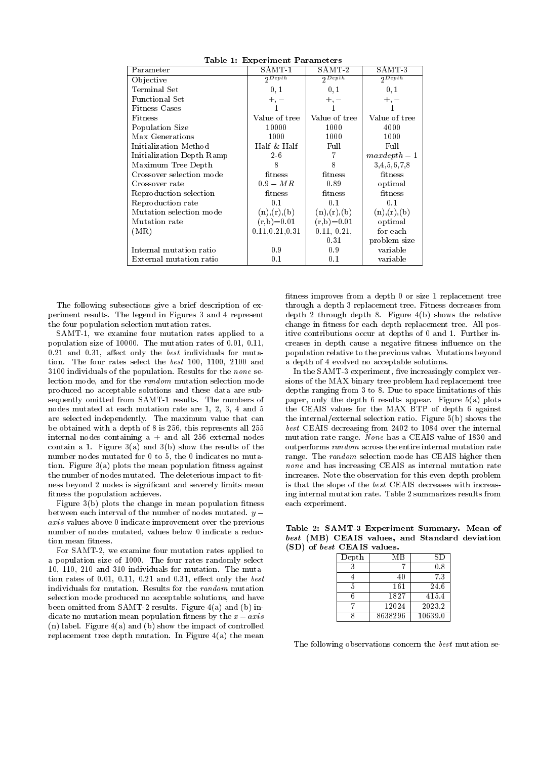**Table 1: Experiment Parameters**

| Parameter | SAMT-1 | SAMT-2 | SAMT-3 |
|---|---|---|---|
| Objective | $2^{Depth}$ | $2^{Depth}$ | $2^{Depth}$ |
| Terminal Set | 0, 1 | 0, 1 | 0, 1 |
| Functional Set | $+, -$ | $+, -$ | $+, -$ |
| Fitness Cases | 1 | 1 | 1 |
| Fitness | Value of tree | Value of tree | Value of tree |
| Population Size | 10000 | 1000 | 4000 |
| Max Generations | 1000 | 1000 | 1000 |
| Initialization Method | Half & Half | Full | Full |
| Initialization Depth Ramp | 2-6 | 7 | $maxdepth - 1$ |
| Maximum Tree Depth | 8 | 8 | 3,4,5,6,7,8 |
| Crossover selection mode | fitness | fitness | fitness |
| Crossover rate | $0.9 - MR$ | 0.89 | optimal |
| Reproduction selection | fitness | fitness | fitness |
| Reproduction rate | 0.1 | 0.1 | 0.1 |
| Mutation selection mode | (n),(r),(b) | (n),(r),(b) | (n),(r),(b) |
| Mutation rate | (r,b)=0.01 | (r,b)=0.01 | optimal |
| (MR) | 0.11,0.21,0.31 | 0.11, 0.21, 0.31 | for each problem size |
| Internal mutation ratio | 0.9 | 0.9 | variable |
| External mutation ratio | 0.1 | 0.1 | variable |

The following subsections give a brief description of experiment results. The legend in Figures 3 and 4 represent the four population selection mutation rates.

SAMT-1, we examine four mutation rates applied to a population size of 10000. The mutation rates of 0.01, 0.11, 0.21 and 0.31, affect only the *best* individuals for mutation. The four rates select the *best* 100, 1100, 2100 and 3100 individuals of the population. Results for the *none* selection mode, and for the *random* mutation selection mode produced no acceptable solutions and these data are subsequently omitted from SAMT-1 results. The numbers of nodes mutated at each mutation rate are 1, 2, 3, 4 and 5 are selected independently. The maximum value that can be obtained with a depth of 8 is 256, this represents all 255 internal nodes containing a + and all 256 external nodes contain a 1. Figure 3(a) and 3(b) show the results of the number nodes mutated for 0 to 5, the 0 indicates no mutation. Figure 3(a) plots the mean population fitness against the number of nodes mutated. The deleterious impact to fitness beyond 2 nodes is significant and severely limits mean fitness the population achieves.

Figure 3(b) plots the change in mean population fitness between each interval of the number of nodes mutated. $y-axis$ values above 0 indicate improvement over the previous number of nodes mutated, values below 0 indicate a reduction mean fitness.

For SAMT-2, we examine four mutation rates applied to a population size of 1000. The four rates randomly select 10, 110, 210 and 310 individuals for mutation. The mutation rates of 0.01, 0.11, 0.21 and 0.31, effect only the *best* individuals for mutation. Results for the *random* mutation selection mode produced no acceptable solutions, and have been omitted from SAMT-2 results. Figure 4(a) and (b) indicate no mutation mean population fitness by the $x-axis$ (n) label. Figure 4(a) and (b) show the impact of controlled replacement tree depth mutation. In Figure 4(a) the mean fitness improves from a depth 0 or size 1 replacement tree through a depth 3 replacement tree. Fitness decreases from depth 2 through depth 8. Figure 4(b) shows the relative change in fitness for each depth replacement tree. All positive contributions occur at depths of 0 and 1. Further increases in depth cause a negative fitness influence on the population relative to the previous value. Mutations beyond a depth of 4 evolved no acceptable solutions.

In the SAMT-3 experiment, five increasingly complex versions of the MAX binary tree problem had replacement tree depths ranging from 3 to 8. Due to space limitations of this paper, only the depth 6 results appear. Figure 5(a) plots the CEAIS values for the MAX BTP of depth 6 against the internal/external selection ratio. Figure 5(b) shows the *best* CEAIS decreasing from 2402 to 1084 over the internal mutation rate range. *None* has a CEAIS value of 1830 and outperforms *random* across the entire internal mutation rate range. The *random* selection mode has CEAIS higher then *none* and has increasing CEAIS as internal mutation rate increases. Note the observation for this even depth problem is that the slope of the *best* CEAIS decreases with increasing internal mutation rate. Table 2 summarizes results from each experiment.

**Table 2: SAMT-3 Experiment Summary. Mean of *best* (MB) CEAIS values, and Standard deviation (SD) of *best* CEAIS values.**

| Depth | MB | SD |
|---|---|---|
| 3 | 7 | 0.8 |
| 4 | 40 | 7.3 |
| 5 | 161 | 24.6 |
| 6 | 1827 | 415.4 |
| 7 | 12024 | 2023.2 |
| 8 | 8638296 | 10639.0 |

The following observations concern the *best* mutation se-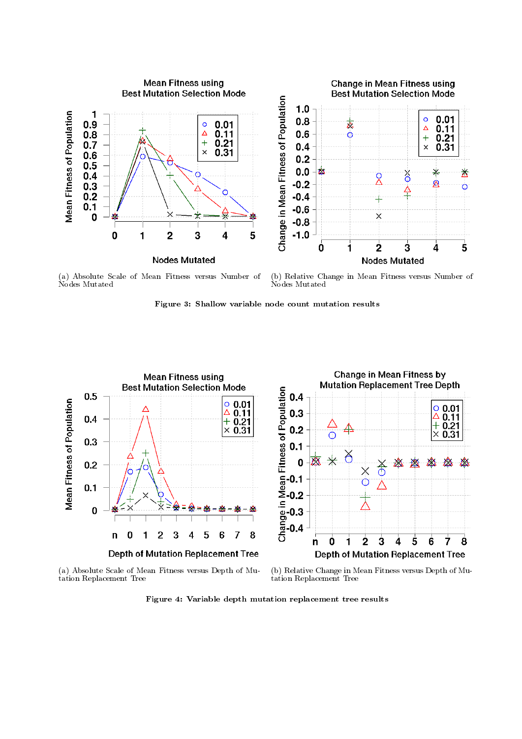(a) Absolute Scale of Mean Fitness versus Number of Nodes Mutated

(b) Relative Change in Mean Fitness versus Number of Nodes Mutated

**Figure 3: Shallow variable node count mutation results**

(a) Absolute Scale of Mean Fitness versus Depth of Mutation Replacement Tree

(b) Relative Change in Mean Fitness versus Depth of Mutation Replacement Tree

**Figure 4: Variable depth mutation replacement tree results**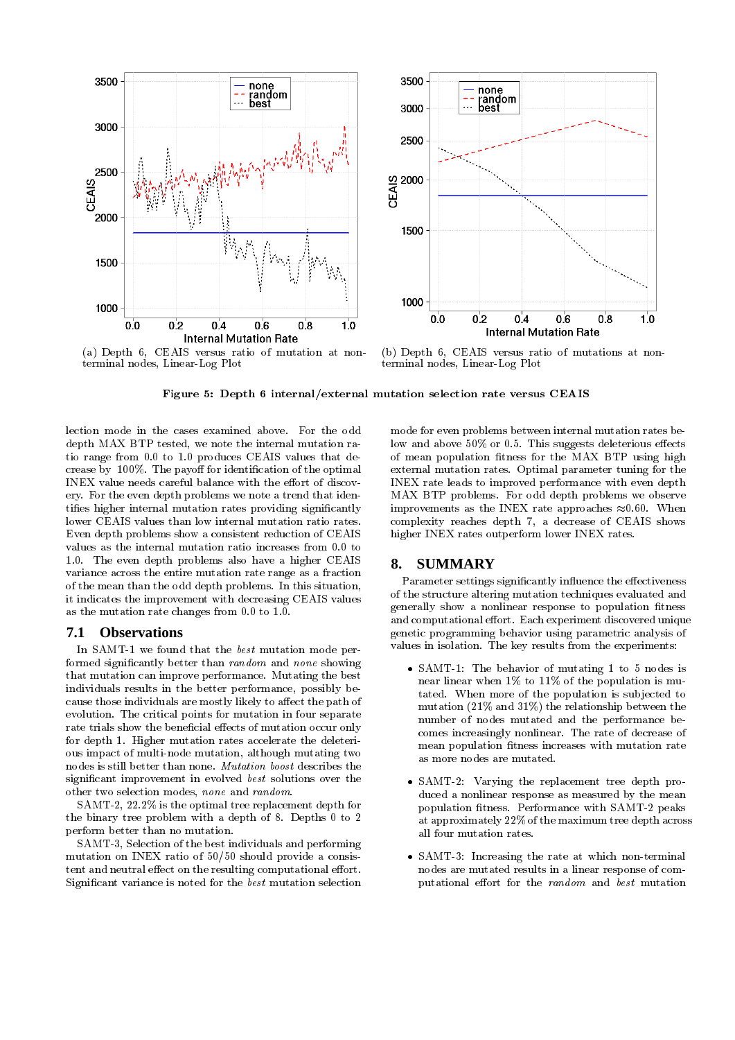(a) Depth 6, CEAIS versus ratio of mutation at non-terminal nodes, Linear-Log Plot

(b) Depth 6, CEAIS versus ratio of mutations at non-terminal nodes, Linear-Log Plot

**Figure 5: Depth 6 internal/external mutation selection rate versus CEAIS**

lection mode in the cases examined above. For the odd depth MAX BTP tested, we note the internal mutation ratio range from 0.0 to 1.0 produces CEAIS values that decrease by 100%. The payoff for identification of the optimal INEX value needs careful balance with the effort of discovery. For the even depth problems we note a trend that identifies higher internal mutation rates providing significantly lower CEAIS values than low internal mutation ratio rates. Even depth problems show a consistent reduction of CEAIS values as the internal mutation ratio increases from 0.0 to 1.0. The even depth problems also have a higher CEAIS variance across the entire mutation rate range as a fraction of the mean than the odd depth problems. In this situation, it indicates the improvement with decreasing CEAIS values as the mutation rate changes from 0.0 to 1.0.

## 7.1 Observations

In SAMT-1 we found that the *best* mutation mode performed significantly better than *random* and *none* showing that mutation can improve performance. Mutating the best individuals results in the better performance, possibly because those individuals are mostly likely to affect the path of evolution. The critical points for mutation in four separate rate trials show the beneficial effects of mutation occur only for depth 1. Higher mutation rates accelerate the deleterious impact of multi-node mutation, although mutating two nodes is still better than none. *Mutation boost* describes the significant improvement in evolved *best* solutions over the other two selection modes, *none* and *random*.

SAMT-2, 22.2% is the optimal tree replacement depth for the binary tree problem with a depth of 8. Depths 0 to 2 perform better than no mutation.

SAMT-3, Selection of the best individuals and performing mutation on INEX ratio of 50/50 should provide a consistent and neutral effect on the resulting computational effort. Significant variance is noted for the *best* mutation selection mode for even problems between internal mutation rates below and above 50% or 0.5. This suggests deleterious effects of mean population fitness for the MAX BTP using high external mutation rates. Optimal parameter tuning for the INEX rate leads to improved performance with even depth MAX BTP problems. For odd depth problems we observe improvements as the INEX rate approaches ≈0.60. When complexity reaches depth 7, a decrease of CEAIS shows higher INEX rates outperform lower INEX rates.

## 8. SUMMARY

Parameter settings significantly influence the effectiveness of the structure altering mutation techniques evaluated and generally show a nonlinear response to population fitness and computational effort. Each experiment discovered unique genetic programming behavior using parametric analysis of values in isolation. The key results from the experiments:

- SAMT-1: The behavior of mutating 1 to 5 nodes is near linear when 1% to 11% of the population is mutated. When more of the population is subjected to mutation (21% and 31%) the relationship between the number of nodes mutated and the performance becomes increasingly nonlinear. The rate of decrease of mean population fitness increases with mutation rate as more nodes are mutated.

- SAMT-2: Varying the replacement tree depth produced a nonlinear response as measured by the mean population fitness. Performance with SAMT-2 peaks at approximately 22% of the maximum tree depth across all four mutation rates.

- SAMT-3: Increasing the rate at which non-terminal nodes are mutated results in a linear response of computational effort for the *random* and *best* mutation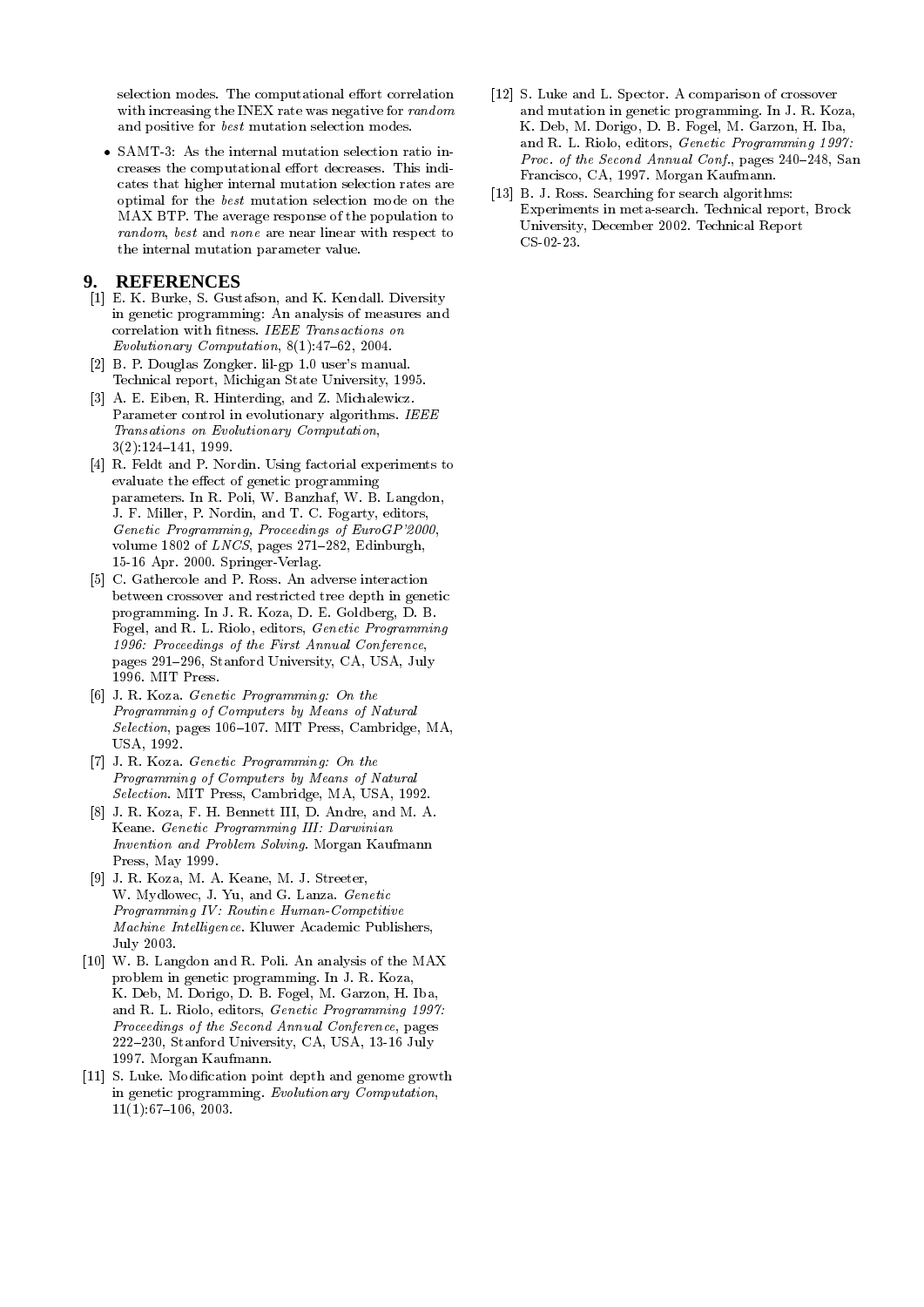selection modes. The computational effort correlation with increasing the INEX rate was negative for *random* and positive for *best* mutation selection modes.

- SAMT-3: As the internal mutation selection ratio increases the computational effort decreases. This indicates that higher internal mutation selection rates are optimal for the *best* mutation selection mode on the MAX BTP. The average response of the population to *random*, *best* and *none* are near linear with respect to the internal mutation parameter value.

## 9. REFERENCES

[1] E. K. Burke, S. Gustafson, and K. Kendall. Diversity in genetic programming: An analysis of measures and correlation with fitness. *IEEE Transactions on Evolutionary Computation*, 8(1):47–62, 2004.

[2] B. P. Douglas Zongker. lil-gp 1.0 user's manual. Technical report, Michigan State University, 1995.

[3] A. E. Eiben, R. Hinterding, and Z. Michalewicz. Parameter control in evolutionary algorithms. *IEEE Transations on Evolutionary Computation*, 3(2):124–141, 1999.

[4] R. Feldt and P. Nordin. Using factorial experiments to evaluate the effect of genetic programming parameters. In R. Poli, W. Banzhaf, W. B. Langdon, J. F. Miller, P. Nordin, and T. C. Fogarty, editors, *Genetic Programming, Proceedings of EuroGP'2000*, volume 1802 of *LNCS*, pages 271–282, Edinburgh, 15-16 Apr. 2000. Springer-Verlag.

[5] C. Gathercole and P. Ross. An adverse interaction between crossover and restricted tree depth in genetic programming. In J. R. Koza, D. E. Goldberg, D. B. Fogel, and R. L. Riolo, editors, *Genetic Programming 1996: Proceedings of the First Annual Conference*, pages 291–296, Stanford University, CA, USA, July 1996. MIT Press.

[6] J. R. Koza. *Genetic Programming: On the Programming of Computers by Means of Natural Selection*, pages 106–107. MIT Press, Cambridge, MA, USA, 1992.

[7] J. R. Koza. *Genetic Programming: On the Programming of Computers by Means of Natural Selection*. MIT Press, Cambridge, MA, USA, 1992.

[8] J. R. Koza, F. H. Bennett III, D. Andre, and M. A. Keane. *Genetic Programming III: Darwinian Invention and Problem Solving*. Morgan Kaufmann Press, May 1999.

[9] J. R. Koza, M. A. Keane, M. J. Streeter, W. Mydlowec, J. Yu, and G. Lanza. *Genetic Programming IV: Routine Human-Competitive Machine Intelligence*. Kluwer Academic Publishers, July 2003.

[10] W. B. Langdon and R. Poli. An analysis of the MAX problem in genetic programming. In J. R. Koza, K. Deb, M. Dorigo, D. B. Fogel, M. Garzon, H. Iba, and R. L. Riolo, editors, *Genetic Programming 1997: Proceedings of the Second Annual Conference*, pages 222–230, Stanford University, CA, USA, 13-16 July 1997. Morgan Kaufmann.

[11] S. Luke. Modification point depth and genome growth in genetic programming. *Evolutionary Computation*, 11(1):67–106, 2003.

[12] S. Luke and L. Spector. A comparison of crossover and mutation in genetic programming. In J. R. Koza, K. Deb, M. Dorigo, D. B. Fogel, M. Garzon, H. Iba, and R. L. Riolo, editors, *Genetic Programming 1997: Proc. of the Second Annual Conf.*, pages 240–248, San Francisco, CA, 1997. Morgan Kaufmann.

[13] B. J. Ross. Searching for search algorithms: Experiments in meta-search. Technical report, Brock University, December 2002. Technical Report CS-02-23.